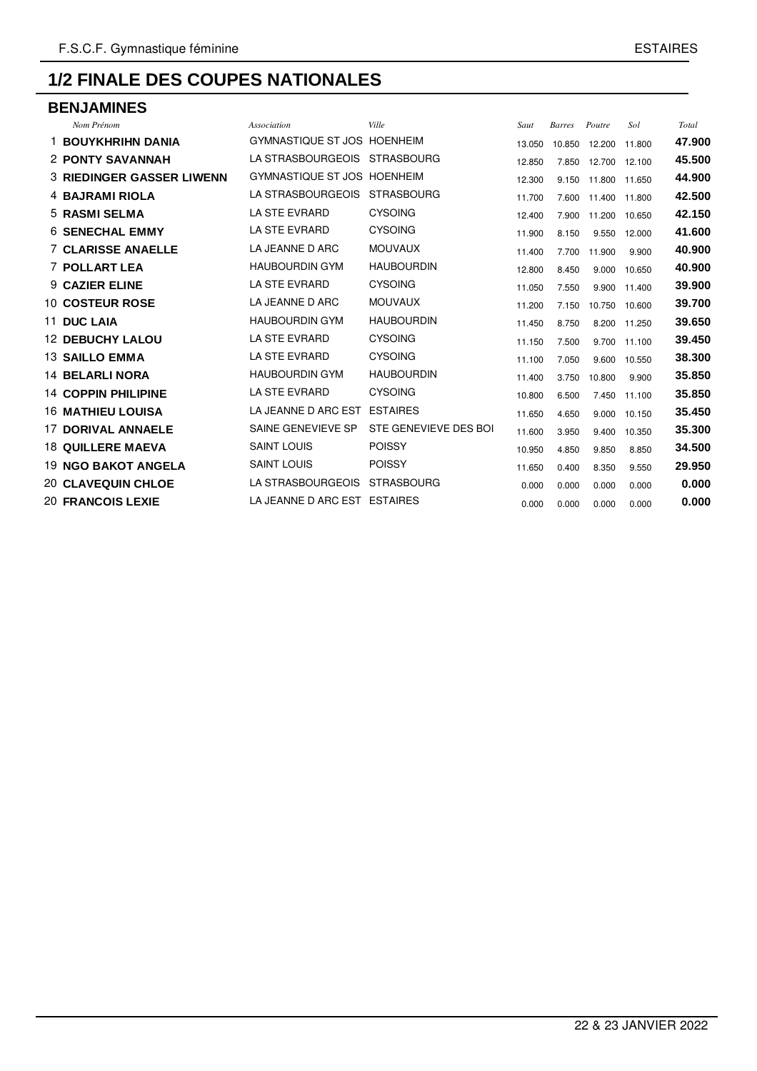# 1/2 FINALE DES COUPES NATIONALES

## BENJAMINES

| | Nom Prénom | Association | Ville | Saut | Barres | Poutre | Sol | Total |
|---|---|---|---|---|---|---|---|---|
| 1 | **BOUYKHRIHN DANIA** | GYMNASTIQUE ST JOS | HOENHEIM | 13.050 | 10.850 | 12.200 | 11.800 | **47.900** |
| 2 | **PONTY SAVANNAH** | LA STRASBOURGEOIS | STRASBOURG | 12.850 | 7.850 | 12.700 | 12.100 | **45.500** |
| 3 | **RIEDINGER GASSER LIWENN** | GYMNASTIQUE ST JOS | HOENHEIM | 12.300 | 9.150 | 11.800 | 11.650 | **44.900** |
| 4 | **BAJRAMI RIOLA** | LA STRASBOURGEOIS | STRASBOURG | 11.700 | 7.600 | 11.400 | 11.800 | **42.500** |
| 5 | **RASMI SELMA** | LA STE EVRARD | CYSOING | 12.400 | 7.900 | 11.200 | 10.650 | **42.150** |
| 6 | **SENECHAL EMMY** | LA STE EVRARD | CYSOING | 11.900 | 8.150 | 9.550 | 12.000 | **41.600** |
| 7 | **CLARISSE ANAELLE** | LA JEANNE D ARC | MOUVAUX | 11.400 | 7.700 | 11.900 | 9.900 | **40.900** |
| 7 | **POLLART LEA** | HAUBOURDIN GYM | HAUBOURDIN | 12.800 | 8.450 | 9.000 | 10.650 | **40.900** |
| 9 | **CAZIER ELINE** | LA STE EVRARD | CYSOING | 11.050 | 7.550 | 9.900 | 11.400 | **39.900** |
| 10 | **COSTEUR ROSE** | LA JEANNE D ARC | MOUVAUX | 11.200 | 7.150 | 10.750 | 10.600 | **39.700** |
| 11 | **DUC LAIA** | HAUBOURDIN GYM | HAUBOURDIN | 11.450 | 8.750 | 8.200 | 11.250 | **39.650** |
| 12 | **DEBUCHY LALOU** | LA STE EVRARD | CYSOING | 11.150 | 7.500 | 9.700 | 11.100 | **39.450** |
| 13 | **SAILLO EMMA** | LA STE EVRARD | CYSOING | 11.100 | 7.050 | 9.600 | 10.550 | **38.300** |
| 14 | **BELARLI NORA** | HAUBOURDIN GYM | HAUBOURDIN | 11.400 | 3.750 | 10.800 | 9.900 | **35.850** |
| 14 | **COPPIN PHILIPINE** | LA STE EVRARD | CYSOING | 10.800 | 6.500 | 7.450 | 11.100 | **35.850** |
| 16 | **MATHIEU LOUISA** | LA JEANNE D ARC EST | ESTAIRES | 11.650 | 4.650 | 9.000 | 10.150 | **35.450** |
| 17 | **DORIVAL ANNAELE** | SAINE GENEVIEVE SP | STE GENEVIEVE DES BOI | 11.600 | 3.950 | 9.400 | 10.350 | **35.300** |
| 18 | **QUILLERE MAEVA** | SAINT LOUIS | POISSY | 10.950 | 4.850 | 9.850 | 8.850 | **34.500** |
| 19 | **NGO BAKOT ANGELA** | SAINT LOUIS | POISSY | 11.650 | 0.400 | 8.350 | 9.550 | **29.950** |
| 20 | **CLAVEQUIN CHLOE** | LA STRASBOURGEOIS | STRASBOURG | 0.000 | 0.000 | 0.000 | 0.000 | **0.000** |
| 20 | **FRANCOIS LEXIE** | LA JEANNE D ARC EST | ESTAIRES | 0.000 | 0.000 | 0.000 | 0.000 | **0.000** |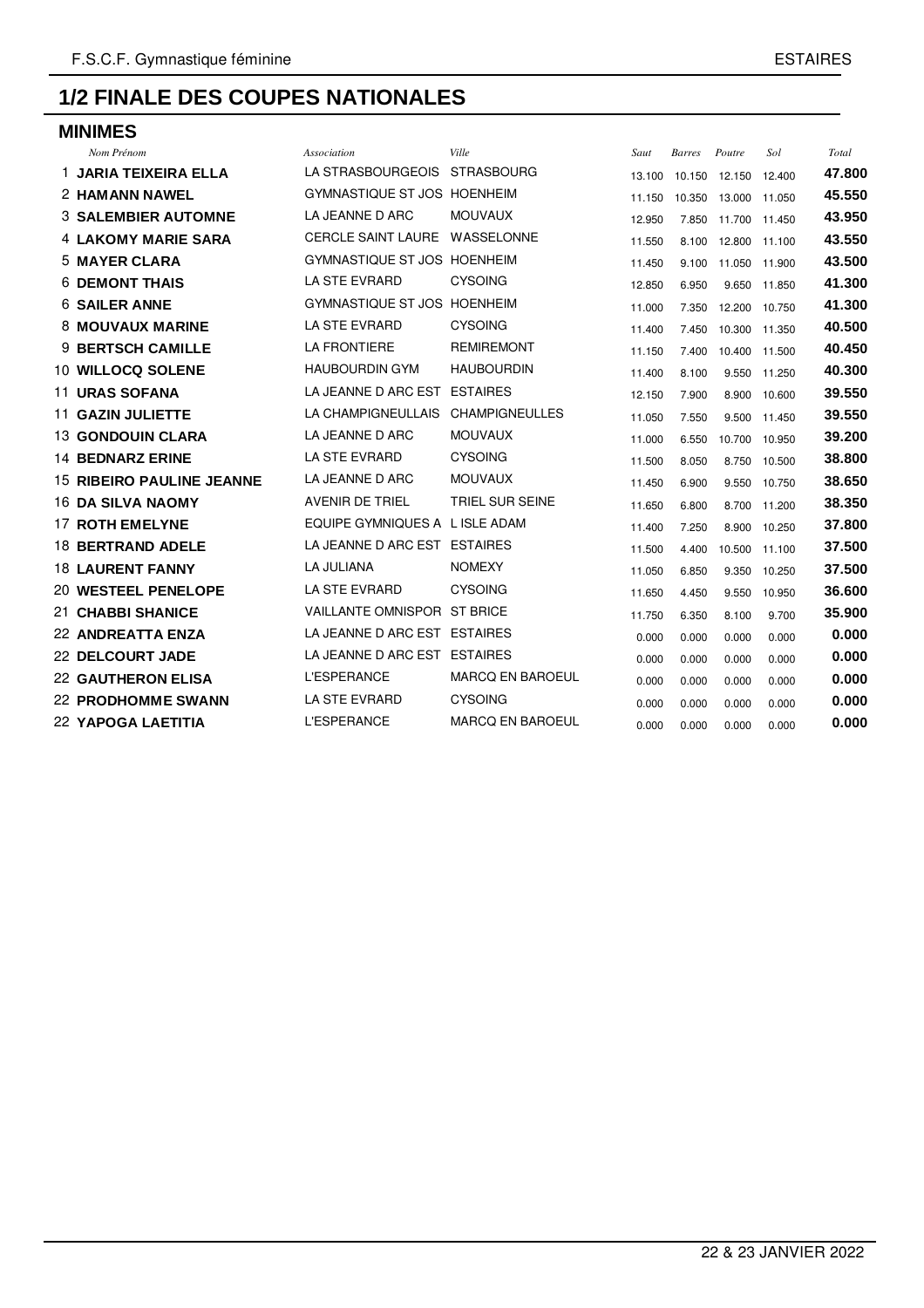# 1/2 FINALE DES COUPES NATIONALES

## MINIMES

| | Nom Prénom | Association | Ville | Saut | Barres | Poutre | Sol | Total |
|---|---|---|---|---|---|---|---|---|
| 1 | **JARIA TEIXEIRA ELLA** | LA STRASBOURGEOIS | STRASBOURG | 13.100 | 10.150 | 12.150 | 12.400 | **47.800** |
| 2 | **HAMANN NAWEL** | GYMNASTIQUE ST JOS | HOENHEIM | 11.150 | 10.350 | 13.000 | 11.050 | **45.550** |
| 3 | **SALEMBIER AUTOMNE** | LA JEANNE D ARC | MOUVAUX | 12.950 | 7.850 | 11.700 | 11.450 | **43.950** |
| 4 | **LAKOMY MARIE SARA** | CERCLE SAINT LAURE | WASSELONNE | 11.550 | 8.100 | 12.800 | 11.100 | **43.550** |
| 5 | **MAYER CLARA** | GYMNASTIQUE ST JOS | HOENHEIM | 11.450 | 9.100 | 11.050 | 11.900 | **43.500** |
| 6 | **DEMONT THAIS** | LA STE EVRARD | CYSOING | 12.850 | 6.950 | 9.650 | 11.850 | **41.300** |
| 6 | **SAILER ANNE** | GYMNASTIQUE ST JOS | HOENHEIM | 11.000 | 7.350 | 12.200 | 10.750 | **41.300** |
| 8 | **MOUVAUX MARINE** | LA STE EVRARD | CYSOING | 11.400 | 7.450 | 10.300 | 11.350 | **40.500** |
| 9 | **BERTSCH CAMILLE** | LA FRONTIERE | REMIREMONT | 11.150 | 7.400 | 10.400 | 11.500 | **40.450** |
| 10 | **WILLOCQ SOLENE** | HAUBOURDIN GYM | HAUBOURDIN | 11.400 | 8.100 | 9.550 | 11.250 | **40.300** |
| 11 | **URAS SOFANA** | LA JEANNE D ARC EST | ESTAIRES | 12.150 | 7.900 | 8.900 | 10.600 | **39.550** |
| 11 | **GAZIN JULIETTE** | LA CHAMPIGNEULLAIS | CHAMPIGNEULLES | 11.050 | 7.550 | 9.500 | 11.450 | **39.550** |
| 13 | **GONDOUIN CLARA** | LA JEANNE D ARC | MOUVAUX | 11.000 | 6.550 | 10.700 | 10.950 | **39.200** |
| 14 | **BEDNARZ ERINE** | LA STE EVRARD | CYSOING | 11.500 | 8.050 | 8.750 | 10.500 | **38.800** |
| 15 | **RIBEIRO PAULINE JEANNE** | LA JEANNE D ARC | MOUVAUX | 11.450 | 6.900 | 9.550 | 10.750 | **38.650** |
| 16 | **DA SILVA NAOMY** | AVENIR DE TRIEL | TRIEL SUR SEINE | 11.650 | 6.800 | 8.700 | 11.200 | **38.350** |
| 17 | **ROTH EMELYNE** | EQUIPE GYMNIQUES A | L ISLE ADAM | 11.400 | 7.250 | 8.900 | 10.250 | **37.800** |
| 18 | **BERTRAND ADELE** | LA JEANNE D ARC EST | ESTAIRES | 11.500 | 4.400 | 10.500 | 11.100 | **37.500** |
| 18 | **LAURENT FANNY** | LA JULIANA | NOMEXY | 11.050 | 6.850 | 9.350 | 10.250 | **37.500** |
| 20 | **WESTEEL PENELOPE** | LA STE EVRARD | CYSOING | 11.650 | 4.450 | 9.550 | 10.950 | **36.600** |
| 21 | **CHABBI SHANICE** | VAILLANTE OMNISPOR | ST BRICE | 11.750 | 6.350 | 8.100 | 9.700 | **35.900** |
| 22 | **ANDREATTA ENZA** | LA JEANNE D ARC EST | ESTAIRES | 0.000 | 0.000 | 0.000 | 0.000 | **0.000** |
| 22 | **DELCOURT JADE** | LA JEANNE D ARC EST | ESTAIRES | 0.000 | 0.000 | 0.000 | 0.000 | **0.000** |
| 22 | **GAUTHERON ELISA** | L'ESPERANCE | MARCQ EN BAROEUL | 0.000 | 0.000 | 0.000 | 0.000 | **0.000** |
| 22 | **PRODHOMME SWANN** | LA STE EVRARD | CYSOING | 0.000 | 0.000 | 0.000 | 0.000 | **0.000** |
| 22 | **YAPOGA LAETITIA** | L'ESPERANCE | MARCQ EN BAROEUL | 0.000 | 0.000 | 0.000 | 0.000 | **0.000** |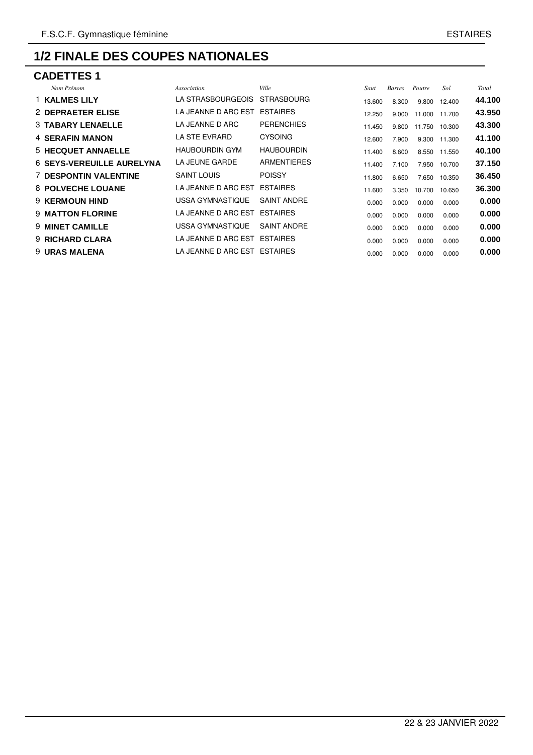# 1/2 FINALE DES COUPES NATIONALES

## CADETTES 1

| | *Nom Prénom* | *Association* | *Ville* | *Saut* | *Barres* | *Poutre* | *Sol* | *Total* |
|---|---|---|---|---|---|---|---|---|
| 1 | **KALMES LILY** | LA STRASBOURGEOIS | STRASBOURG | 13.600 | 8.300 | 9.800 | 12.400 | **44.100** |
| 2 | **DEPRAETER ELISE** | LA JEANNE D ARC EST | ESTAIRES | 12.250 | 9.000 | 11.000 | 11.700 | **43.950** |
| 3 | **TABARY LENAELLE** | LA JEANNE D ARC | PERENCHIES | 11.450 | 9.800 | 11.750 | 10.300 | **43.300** |
| 4 | **SERAFIN MANON** | LA STE EVRARD | CYSOING | 12.600 | 7.900 | 9.300 | 11.300 | **41.100** |
| 5 | **HECQUET ANNAELLE** | HAUBOURDIN GYM | HAUBOURDIN | 11.400 | 8.600 | 8.550 | 11.550 | **40.100** |
| 6 | **SEYS-VEREUILLE AURELYNA** | LA JEUNE GARDE | ARMENTIERES | 11.400 | 7.100 | 7.950 | 10.700 | **37.150** |
| 7 | **DESPONTIN VALENTINE** | SAINT LOUIS | POISSY | 11.800 | 6.650 | 7.650 | 10.350 | **36.450** |
| 8 | **POLVECHE LOUANE** | LA JEANNE D ARC EST | ESTAIRES | 11.600 | 3.350 | 10.700 | 10.650 | **36.300** |
| 9 | **KERMOUN HIND** | USSA GYMNASTIQUE | SAINT ANDRE | 0.000 | 0.000 | 0.000 | 0.000 | **0.000** |
| 9 | **MATTON FLORINE** | LA JEANNE D ARC EST | ESTAIRES | 0.000 | 0.000 | 0.000 | 0.000 | **0.000** |
| 9 | **MINET CAMILLE** | USSA GYMNASTIQUE | SAINT ANDRE | 0.000 | 0.000 | 0.000 | 0.000 | **0.000** |
| 9 | **RICHARD CLARA** | LA JEANNE D ARC EST | ESTAIRES | 0.000 | 0.000 | 0.000 | 0.000 | **0.000** |
| 9 | **URAS MALENA** | LA JEANNE D ARC EST | ESTAIRES | 0.000 | 0.000 | 0.000 | 0.000 | **0.000** |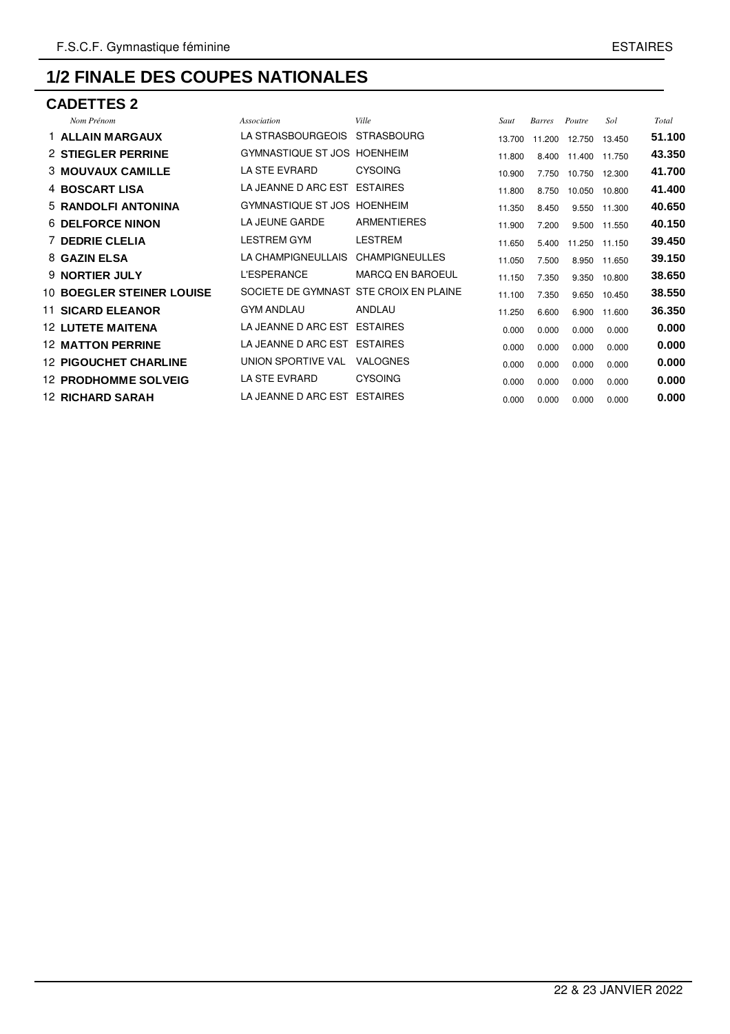# 1/2 FINALE DES COUPES NATIONALES

## CADETTES 2

| | Nom Prénom | Association | Ville | Saut | Barres | Poutre | Sol | Total |
|---|---|---|---|---|---|---|---|---|
| 1 | **ALLAIN MARGAUX** | LA STRASBOURGEOIS | STRASBOURG | 13.700 | 11.200 | 12.750 | 13.450 | **51.100** |
| 2 | **STIEGLER PERRINE** | GYMNASTIQUE ST JOS | HOENHEIM | 11.800 | 8.400 | 11.400 | 11.750 | **43.350** |
| 3 | **MOUVAUX CAMILLE** | LA STE EVRARD | CYSOING | 10.900 | 7.750 | 10.750 | 12.300 | **41.700** |
| 4 | **BOSCART LISA** | LA JEANNE D ARC EST | ESTAIRES | 11.800 | 8.750 | 10.050 | 10.800 | **41.400** |
| 5 | **RANDOLFI ANTONINA** | GYMNASTIQUE ST JOS | HOENHEIM | 11.350 | 8.450 | 9.550 | 11.300 | **40.650** |
| 6 | **DELFORCE NINON** | LA JEUNE GARDE | ARMENTIERES | 11.900 | 7.200 | 9.500 | 11.550 | **40.150** |
| 7 | **DEDRIE CLELIA** | LESTREM GYM | LESTREM | 11.650 | 5.400 | 11.250 | 11.150 | **39.450** |
| 8 | **GAZIN ELSA** | LA CHAMPIGNEULLAIS | CHAMPIGNEULLES | 11.050 | 7.500 | 8.950 | 11.650 | **39.150** |
| 9 | **NORTIER JULY** | L'ESPERANCE | MARCQ EN BAROEUL | 11.150 | 7.350 | 9.350 | 10.800 | **38.650** |
| 10 | **BOEGLER STEINER LOUISE** | SOCIETE DE GYMNAST | STE CROIX EN PLAINE | 11.100 | 7.350 | 9.650 | 10.450 | **38.550** |
| 11 | **SICARD ELEANOR** | GYM ANDLAU | ANDLAU | 11.250 | 6.600 | 6.900 | 11.600 | **36.350** |
| 12 | **LUTETE MAITENA** | LA JEANNE D ARC EST | ESTAIRES | 0.000 | 0.000 | 0.000 | 0.000 | **0.000** |
| 12 | **MATTON PERRINE** | LA JEANNE D ARC EST | ESTAIRES | 0.000 | 0.000 | 0.000 | 0.000 | **0.000** |
| 12 | **PIGOUCHET CHARLINE** | UNION SPORTIVE VAL | VALOGNES | 0.000 | 0.000 | 0.000 | 0.000 | **0.000** |
| 12 | **PRODHOMME SOLVEIG** | LA STE EVRARD | CYSOING | 0.000 | 0.000 | 0.000 | 0.000 | **0.000** |
| 12 | **RICHARD SARAH** | LA JEANNE D ARC EST | ESTAIRES | 0.000 | 0.000 | 0.000 | 0.000 | **0.000** |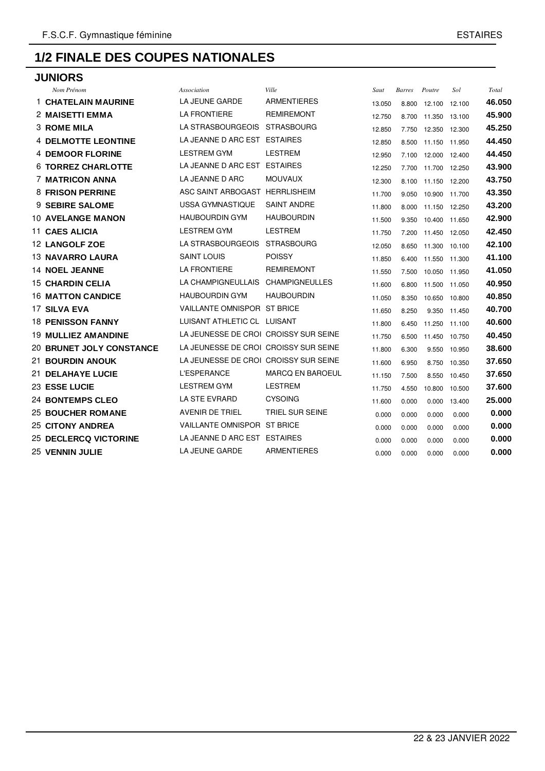# 1/2 FINALE DES COUPES NATIONALES

## JUNIORS

| | Nom Prénom | Association | Ville | Saut | Barres | Poutre | Sol | Total |
|---|---|---|---|---|---|---|---|---|
| 1 | **CHATELAIN MAURINE** | LA JEUNE GARDE | ARMENTIERES | 13.050 | 8.800 | 12.100 | 12.100 | **46.050** |
| 2 | **MAISETTI EMMA** | LA FRONTIERE | REMIREMONT | 12.750 | 8.700 | 11.350 | 13.100 | **45.900** |
| 3 | **ROME MILA** | LA STRASBOURGEOIS | STRASBOURG | 12.850 | 7.750 | 12.350 | 12.300 | **45.250** |
| 4 | **DELMOTTE LEONTINE** | LA JEANNE D ARC EST | ESTAIRES | 12.850 | 8.500 | 11.150 | 11.950 | **44.450** |
| 4 | **DEMOOR FLORINE** | LESTREM GYM | LESTREM | 12.950 | 7.100 | 12.000 | 12.400 | **44.450** |
| 6 | **TORREZ CHARLOTTE** | LA JEANNE D ARC EST | ESTAIRES | 12.250 | 7.700 | 11.700 | 12.250 | **43.900** |
| 7 | **MATRICON ANNA** | LA JEANNE D ARC | MOUVAUX | 12.300 | 8.100 | 11.150 | 12.200 | **43.750** |
| 8 | **FRISON PERRINE** | ASC SAINT ARBOGAST | HERRLISHEIM | 11.700 | 9.050 | 10.900 | 11.700 | **43.350** |
| 9 | **SEBIRE SALOME** | USSA GYMNASTIQUE | SAINT ANDRE | 11.800 | 8.000 | 11.150 | 12.250 | **43.200** |
| 10 | **AVELANGE MANON** | HAUBOURDIN GYM | HAUBOURDIN | 11.500 | 9.350 | 10.400 | 11.650 | **42.900** |
| 11 | **CAES ALICIA** | LESTREM GYM | LESTREM | 11.750 | 7.200 | 11.450 | 12.050 | **42.450** |
| 12 | **LANGOLF ZOE** | LA STRASBOURGEOIS | STRASBOURG | 12.050 | 8.650 | 11.300 | 10.100 | **42.100** |
| 13 | **NAVARRO LAURA** | SAINT LOUIS | POISSY | 11.850 | 6.400 | 11.550 | 11.300 | **41.100** |
| 14 | **NOEL JEANNE** | LA FRONTIERE | REMIREMONT | 11.550 | 7.500 | 10.050 | 11.950 | **41.050** |
| 15 | **CHARDIN CELIA** | LA CHAMPIGNEULLAIS | CHAMPIGNEULLES | 11.600 | 6.800 | 11.500 | 11.050 | **40.950** |
| 16 | **MATTON CANDICE** | HAUBOURDIN GYM | HAUBOURDIN | 11.050 | 8.350 | 10.650 | 10.800 | **40.850** |
| 17 | **SILVA EVA** | VAILLANTE OMNISPOR | ST BRICE | 11.650 | 8.250 | 9.350 | 11.450 | **40.700** |
| 18 | **PENISSON FANNY** | LUISANT ATHLETIC CL | LUISANT | 11.800 | 6.450 | 11.250 | 11.100 | **40.600** |
| 19 | **MULLIEZ AMANDINE** | LA JEUNESSE DE CROI | CROISSY SUR SEINE | 11.750 | 6.500 | 11.450 | 10.750 | **40.450** |
| 20 | **BRUNET JOLY CONSTANCE** | LA JEUNESSE DE CROI | CROISSY SUR SEINE | 11.800 | 6.300 | 9.550 | 10.950 | **38.600** |
| 21 | **BOURDIN ANOUK** | LA JEUNESSE DE CROI | CROISSY SUR SEINE | 11.600 | 6.950 | 8.750 | 10.350 | **37.650** |
| 21 | **DELAHAYE LUCIE** | L'ESPERANCE | MARCQ EN BAROEUL | 11.150 | 7.500 | 8.550 | 10.450 | **37.650** |
| 23 | **ESSE LUCIE** | LESTREM GYM | LESTREM | 11.750 | 4.550 | 10.800 | 10.500 | **37.600** |
| 24 | **BONTEMPS CLEO** | LA STE EVRARD | CYSOING | 11.600 | 0.000 | 0.000 | 13.400 | **25.000** |
| 25 | **BOUCHER ROMANE** | AVENIR DE TRIEL | TRIEL SUR SEINE | 0.000 | 0.000 | 0.000 | 0.000 | **0.000** |
| 25 | **CITONY ANDREA** | VAILLANTE OMNISPOR | ST BRICE | 0.000 | 0.000 | 0.000 | 0.000 | **0.000** |
| 25 | **DECLERCQ VICTORINE** | LA JEANNE D ARC EST | ESTAIRES | 0.000 | 0.000 | 0.000 | 0.000 | **0.000** |
| 25 | **VENNIN JULIE** | LA JEUNE GARDE | ARMENTIERES | 0.000 | 0.000 | 0.000 | 0.000 | **0.000** |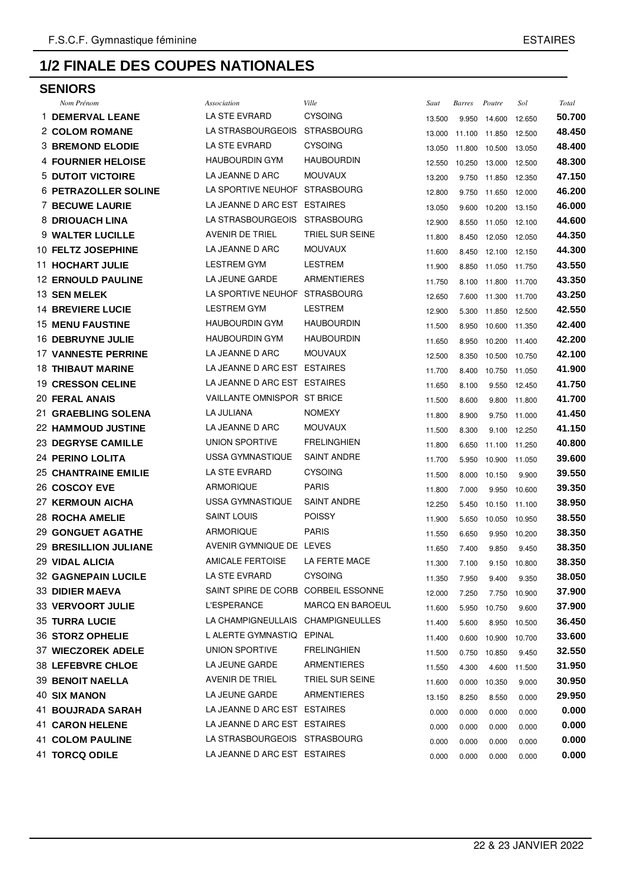## 1/2 FINALE DES COUPES NATIONALES

### SENIORS

| | *Nom Prénom* | *Association* | *Ville* | *Saut* | *Barres* | *Poutre* | *Sol* | *Total* |
|---|---|---|---|---|---|---|---|---|
| 1 | **DEMERVAL LEANE** | LA STE EVRARD | CYSOING | 13.500 | 9.950 | 14.600 | 12.650 | **50.700** |
| 2 | **COLOM ROMANE** | LA STRASBOURGEOIS | STRASBOURG | 13.000 | 11.100 | 11.850 | 12.500 | **48.450** |
| 3 | **BREMOND ELODIE** | LA STE EVRARD | CYSOING | 13.050 | 11.800 | 10.500 | 13.050 | **48.400** |
| 4 | **FOURNIER HELOISE** | HAUBOURDIN GYM | HAUBOURDIN | 12.550 | 10.250 | 13.000 | 12.500 | **48.300** |
| 5 | **DUTOIT VICTOIRE** | LA JEANNE D ARC | MOUVAUX | 13.200 | 9.750 | 11.850 | 12.350 | **47.150** |
| 6 | **PETRAZOLLER SOLINE** | LA SPORTIVE NEUHOF | STRASBOURG | 12.800 | 9.750 | 11.650 | 12.000 | **46.200** |
| 7 | **BECUWE LAURIE** | LA JEANNE D ARC EST | ESTAIRES | 13.050 | 9.600 | 10.200 | 13.150 | **46.000** |
| 8 | **DRIOUACH LINA** | LA STRASBOURGEOIS | STRASBOURG | 12.900 | 8.550 | 11.050 | 12.100 | **44.600** |
| 9 | **WALTER LUCILLE** | AVENIR DE TRIEL | TRIEL SUR SEINE | 11.800 | 8.450 | 12.050 | 12.050 | **44.350** |
| 10 | **FELTZ JOSEPHINE** | LA JEANNE D ARC | MOUVAUX | 11.600 | 8.450 | 12.100 | 12.150 | **44.300** |
| 11 | **HOCHART JULIE** | LESTREM GYM | LESTREM | 11.900 | 8.850 | 11.050 | 11.750 | **43.550** |
| 12 | **ERNOULD PAULINE** | LA JEUNE GARDE | ARMENTIERES | 11.750 | 8.100 | 11.800 | 11.700 | **43.350** |
| 13 | **SEN MELEK** | LA SPORTIVE NEUHOF | STRASBOURG | 12.650 | 7.600 | 11.300 | 11.700 | **43.250** |
| 14 | **BREVIERE LUCIE** | LESTREM GYM | LESTREM | 12.900 | 5.300 | 11.850 | 12.500 | **42.550** |
| 15 | **MENU FAUSTINE** | HAUBOURDIN GYM | HAUBOURDIN | 11.500 | 8.950 | 10.600 | 11.350 | **42.400** |
| 16 | **DEBRUYNE JULIE** | HAUBOURDIN GYM | HAUBOURDIN | 11.650 | 8.950 | 10.200 | 11.400 | **42.200** |
| 17 | **VANNESTE PERRINE** | LA JEANNE D ARC | MOUVAUX | 12.500 | 8.350 | 10.500 | 10.750 | **42.100** |
| 18 | **THIBAUT MARINE** | LA JEANNE D ARC EST | ESTAIRES | 11.700 | 8.400 | 10.750 | 11.050 | **41.900** |
| 19 | **CRESSON CELINE** | LA JEANNE D ARC EST | ESTAIRES | 11.650 | 8.100 | 9.550 | 12.450 | **41.750** |
| 20 | **FERAL ANAIS** | VAILLANTE OMNISPOR | ST BRICE | 11.500 | 8.600 | 9.800 | 11.800 | **41.700** |
| 21 | **GRAEBLING SOLENA** | LA JULIANA | NOMEXY | 11.800 | 8.900 | 9.750 | 11.000 | **41.450** |
| 22 | **HAMMOUD JUSTINE** | LA JEANNE D ARC | MOUVAUX | 11.500 | 8.300 | 9.100 | 12.250 | **41.150** |
| 23 | **DEGRYSE CAMILLE** | UNION SPORTIVE | FRELINGHIEN | 11.800 | 6.650 | 11.100 | 11.250 | **40.800** |
| 24 | **PERINO LOLITA** | USSA GYMNASTIQUE | SAINT ANDRE | 11.700 | 5.950 | 10.900 | 11.050 | **39.600** |
| 25 | **CHANTRAINE EMILIE** | LA STE EVRARD | CYSOING | 11.500 | 8.000 | 10.150 | 9.900 | **39.550** |
| 26 | **COSCOY EVE** | ARMORIQUE | PARIS | 11.800 | 7.000 | 9.950 | 10.600 | **39.350** |
| 27 | **KERMOUN AICHA** | USSA GYMNASTIQUE | SAINT ANDRE | 12.250 | 5.450 | 10.150 | 11.100 | **38.950** |
| 28 | **ROCHA AMELIE** | SAINT LOUIS | POISSY | 11.900 | 5.650 | 10.050 | 10.950 | **38.550** |
| 29 | **GONGUET AGATHE** | ARMORIQUE | PARIS | 11.550 | 6.650 | 9.950 | 10.200 | **38.350** |
| 29 | **BRESILLION JULIANE** | AVENIR GYMNIQUE DE | LEVES | 11.650 | 7.400 | 9.850 | 9.450 | **38.350** |
| 29 | **VIDAL ALICIA** | AMICALE FERTOISE | LA FERTE MACE | 11.300 | 7.100 | 9.150 | 10.800 | **38.350** |
| 32 | **GAGNEPAIN LUCILE** | LA STE EVRARD | CYSOING | 11.350 | 7.950 | 9.400 | 9.350 | **38.050** |
| 33 | **DIDIER MAEVA** | SAINT SPIRE DE CORB | CORBEIL ESSONNE | 12.000 | 7.250 | 7.750 | 10.900 | **37.900** |
| 33 | **VERVOORT JULIE** | L'ESPERANCE | MARCQ EN BAROEUL | 11.600 | 5.950 | 10.750 | 9.600 | **37.900** |
| 35 | **TURRA LUCIE** | LA CHAMPIGNEULLAIS | CHAMPIGNEULLES | 11.400 | 5.600 | 8.950 | 10.500 | **36.450** |
| 36 | **STORZ OPHELIE** | L ALERTE GYMNASTIQ | EPINAL | 11.400 | 0.600 | 10.900 | 10.700 | **33.600** |
| 37 | **WIECZOREK ADELE** | UNION SPORTIVE | FRELINGHIEN | 11.500 | 0.750 | 10.850 | 9.450 | **32.550** |
| 38 | **LEFEBVRE CHLOE** | LA JEUNE GARDE | ARMENTIERES | 11.550 | 4.300 | 4.600 | 11.500 | **31.950** |
| 39 | **BENOIT NAELLA** | AVENIR DE TRIEL | TRIEL SUR SEINE | 11.600 | 0.000 | 10.350 | 9.000 | **30.950** |
| 40 | **SIX MANON** | LA JEUNE GARDE | ARMENTIERES | 13.150 | 8.250 | 8.550 | 0.000 | **29.950** |
| 41 | **BOUJRADA SARAH** | LA JEANNE D ARC EST | ESTAIRES | 0.000 | 0.000 | 0.000 | 0.000 | **0.000** |
| 41 | **CARON HELENE** | LA JEANNE D ARC EST | ESTAIRES | 0.000 | 0.000 | 0.000 | 0.000 | **0.000** |
| 41 | **COLOM PAULINE** | LA STRASBOURGEOIS | STRASBOURG | 0.000 | 0.000 | 0.000 | 0.000 | **0.000** |
| 41 | **TORCQ ODILE** | LA JEANNE D ARC EST | ESTAIRES | 0.000 | 0.000 | 0.000 | 0.000 | **0.000** |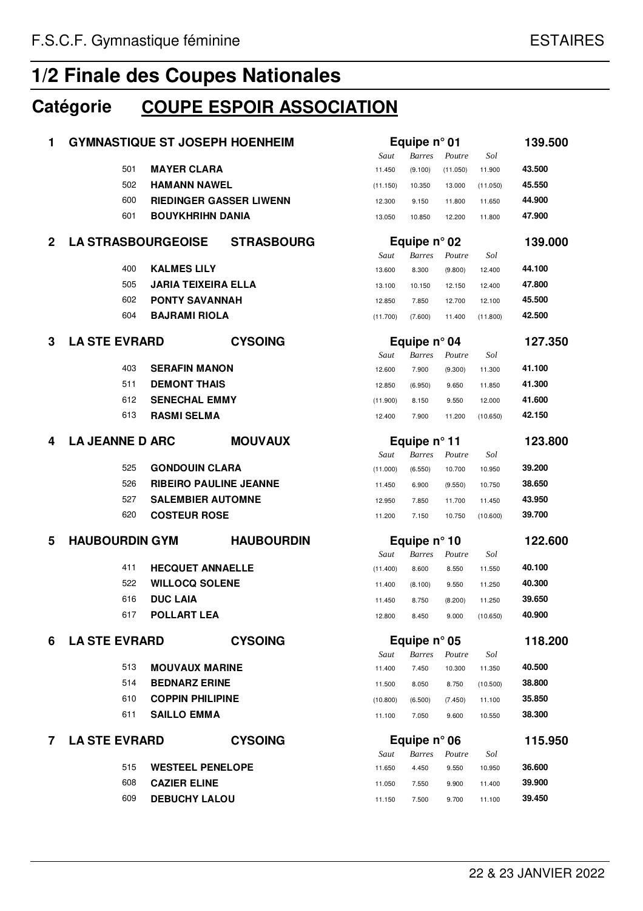F.S.C.F. Gymnastique féminine — ESTAIRES

# 1/2 Finale des Coupes Nationales

## Catégorie **COUPE ESPOIR ASSOCIATION**

### 1 GYMNASTIQUE ST JOSEPH HOENHEIM — Equipe n° 01 — 139.500

| N° | Nom | Saut | Barres | Poutre | Sol | Total |
|---|---|---|---|---|---|---|
| 501 | MAYER CLARA | 11.450 | (9.100) | (11.050) | 11.900 | 43.500 |
| 502 | HAMANN NAWEL | (11.150) | 10.350 | 13.000 | (11.050) | 45.550 |
| 600 | RIEDINGER GASSER LIWENN | 12.300 | 9.150 | 11.800 | 11.650 | 44.900 |
| 601 | BOUYKHRIHN DANIA | 13.050 | 10.850 | 12.200 | 11.800 | 47.900 |

### 2 LA STRASBOURGEOISE STRASBOURG — Equipe n° 02 — 139.000

| N° | Nom | Saut | Barres | Poutre | Sol | Total |
|---|---|---|---|---|---|---|
| 400 | KALMES LILY | 13.600 | 8.300 | (9.800) | 12.400 | 44.100 |
| 505 | JARIA TEIXEIRA ELLA | 13.100 | 10.150 | 12.150 | 12.400 | 47.800 |
| 602 | PONTY SAVANNAH | 12.850 | 7.850 | 12.700 | 12.100 | 45.500 |
| 604 | BAJRAMI RIOLA | (11.700) | (7.600) | 11.400 | (11.800) | 42.500 |

### 3 LA STE EVRARD CYSOING — Equipe n° 04 — 127.350

| N° | Nom | Saut | Barres | Poutre | Sol | Total |
|---|---|---|---|---|---|---|
| 403 | SERAFIN MANON | 12.600 | 7.900 | (9.300) | 11.300 | 41.100 |
| 511 | DEMONT THAIS | 12.850 | (6.950) | 9.650 | 11.850 | 41.300 |
| 612 | SENECHAL EMMY | (11.900) | 8.150 | 9.550 | 12.000 | 41.600 |
| 613 | RASMI SELMA | 12.400 | 7.900 | 11.200 | (10.650) | 42.150 |

### 4 LA JEANNE D ARC MOUVAUX — Equipe n° 11 — 123.800

| N° | Nom | Saut | Barres | Poutre | Sol | Total |
|---|---|---|---|---|---|---|
| 525 | GONDOUIN CLARA | (11.000) | (6.550) | 10.700 | 10.950 | 39.200 |
| 526 | RIBEIRO PAULINE JEANNE | 11.450 | 6.900 | (9.550) | 10.750 | 38.650 |
| 527 | SALEMBIER AUTOMNE | 12.950 | 7.850 | 11.700 | 11.450 | 43.950 |
| 620 | COSTEUR ROSE | 11.200 | 7.150 | 10.750 | (10.600) | 39.700 |

### 5 HAUBOURDIN GYM HAUBOURDIN — Equipe n° 10 — 122.600

| N° | Nom | Saut | Barres | Poutre | Sol | Total |
|---|---|---|---|---|---|---|
| 411 | HECQUET ANNAELLE | (11.400) | 8.600 | 8.550 | 11.550 | 40.100 |
| 522 | WILLOCQ SOLENE | 11.400 | (8.100) | 9.550 | 11.250 | 40.300 |
| 616 | DUC LAIA | 11.450 | 8.750 | (8.200) | 11.250 | 39.650 |
| 617 | POLLART LEA | 12.800 | 8.450 | 9.000 | (10.650) | 40.900 |

### 6 LA STE EVRARD CYSOING — Equipe n° 05 — 118.200

| N° | Nom | Saut | Barres | Poutre | Sol | Total |
|---|---|---|---|---|---|---|
| 513 | MOUVAUX MARINE | 11.400 | 7.450 | 10.300 | 11.350 | 40.500 |
| 514 | BEDNARZ ERINE | 11.500 | 8.050 | 8.750 | (10.500) | 38.800 |
| 610 | COPPIN PHILIPINE | (10.800) | (6.500) | (7.450) | 11.100 | 35.850 |
| 611 | SAILLO EMMA | 11.100 | 7.050 | 9.600 | 10.550 | 38.300 |

### 7 LA STE EVRARD CYSOING — Equipe n° 06 — 115.950

| N° | Nom | Saut | Barres | Poutre | Sol | Total |
|---|---|---|---|---|---|---|
| 515 | WESTEEL PENELOPE | 11.650 | 4.450 | 9.550 | 10.950 | 36.600 |
| 608 | CAZIER ELINE | 11.050 | 7.550 | 9.900 | 11.400 | 39.900 |
| 609 | DEBUCHY LALOU | 11.150 | 7.500 | 9.700 | 11.100 | 39.450 |

22 & 23 JANVIER 2022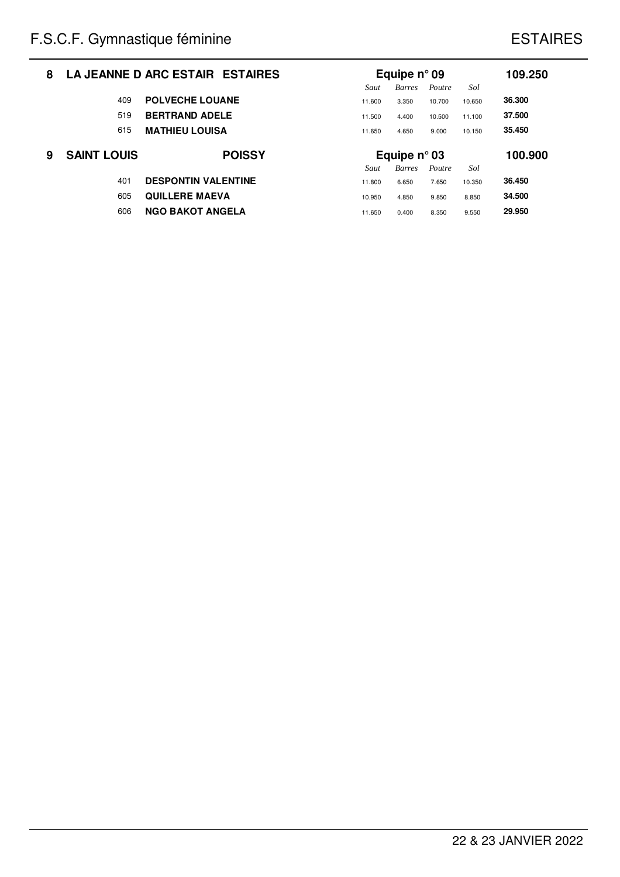| Rang | Club | | Equipe | Saut | Barres | Poutre | Sol | Total |
|---|---|---|---|---|---|---|---|---|
| **8** | **LA JEANNE D ARC ESTAIR** | **ESTAIRES** | **Equipe n° 09** | | | | | **109.250** |
| | 409 | **POLVECHE LOUANE** | | 11.600 | 3.350 | 10.700 | 10.650 | **36.300** |
| | 519 | **BERTRAND ADELE** | | 11.500 | 4.400 | 10.500 | 11.100 | **37.500** |
| | 615 | **MATHIEU LOUISA** | | 11.650 | 4.650 | 9.000 | 10.150 | **35.450** |
| **9** | **SAINT LOUIS** | **POISSY** | **Equipe n° 03** | | | | | **100.900** |
| | 401 | **DESPONTIN VALENTINE** | | 11.800 | 6.650 | 7.650 | 10.350 | **36.450** |
| | 605 | **QUILLERE MAEVA** | | 10.950 | 4.850 | 9.850 | 8.850 | **34.500** |
| | 606 | **NGO BAKOT ANGELA** | | 11.650 | 0.400 | 8.350 | 9.550 | **29.950** |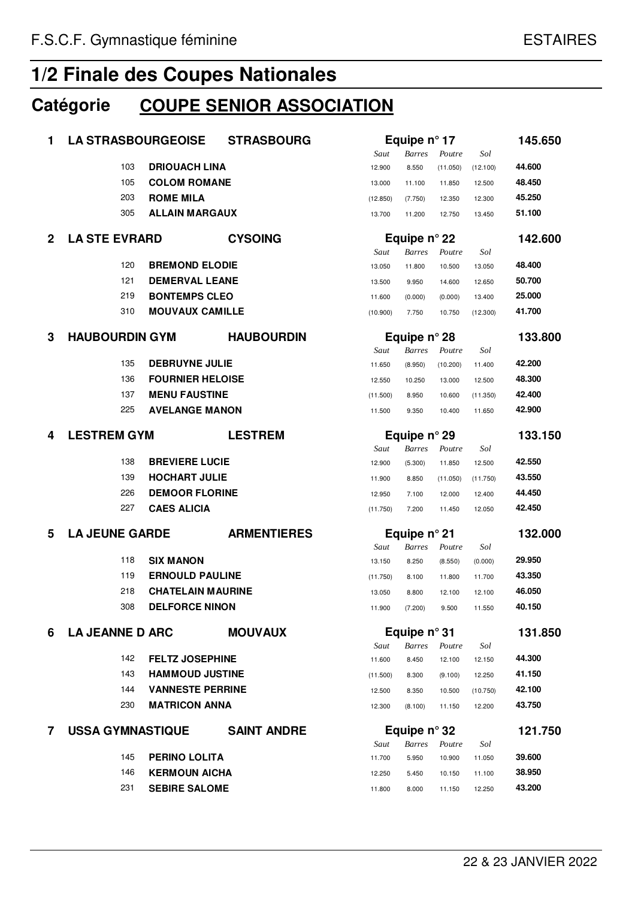F.S.C.F. Gymnastique féminine

ESTAIRES

# 1/2 Finale des Coupes Nationales

## Catégorie **COUPE SENIOR ASSOCIATION**

| Rang | N° | Nom | | Saut | Barres | Poutre | Sol | Total |
|---|---|---|---|---|---|---|---|---|
| **1** | | **LA STRASBOURGEOISE** | **STRASBOURG** | **Equipe n° 17** | | | | **145.650** |
| | 103 | **DRIOUACH LINA** | | 12.900 | 8.550 | (11.050) | (12.100) | **44.600** |
| | 105 | **COLOM ROMANE** | | 13.000 | 11.100 | 11.850 | 12.500 | **48.450** |
| | 203 | **ROME MILA** | | (12.850) | (7.750) | 12.350 | 12.300 | **45.250** |
| | 305 | **ALLAIN MARGAUX** | | 13.700 | 11.200 | 12.750 | 13.450 | **51.100** |
| **2** | | **LA STE EVRARD** | **CYSOING** | **Equipe n° 22** | | | | **142.600** |
| | 120 | **BREMOND ELODIE** | | 13.050 | 11.800 | 10.500 | 13.050 | **48.400** |
| | 121 | **DEMERVAL LEANE** | | 13.500 | 9.950 | 14.600 | 12.650 | **50.700** |
| | 219 | **BONTEMPS CLEO** | | 11.600 | (0.000) | (0.000) | 13.400 | **25.000** |
| | 310 | **MOUVAUX CAMILLE** | | (10.900) | 7.750 | 10.750 | (12.300) | **41.700** |
| **3** | | **HAUBOURDIN GYM** | **HAUBOURDIN** | **Equipe n° 28** | | | | **133.800** |
| | 135 | **DEBRUYNE JULIE** | | 11.650 | (8.950) | (10.200) | 11.400 | **42.200** |
| | 136 | **FOURNIER HELOISE** | | 12.550 | 10.250 | 13.000 | 12.500 | **48.300** |
| | 137 | **MENU FAUSTINE** | | (11.500) | 8.950 | 10.600 | (11.350) | **42.400** |
| | 225 | **AVELANGE MANON** | | 11.500 | 9.350 | 10.400 | 11.650 | **42.900** |
| **4** | | **LESTREM GYM** | **LESTREM** | **Equipe n° 29** | | | | **133.150** |
| | 138 | **BREVIERE LUCIE** | | 12.900 | (5.300) | 11.850 | 12.500 | **42.550** |
| | 139 | **HOCHART JULIE** | | 11.900 | 8.850 | (11.050) | (11.750) | **43.550** |
| | 226 | **DEMOOR FLORINE** | | 12.950 | 7.100 | 12.000 | 12.400 | **44.450** |
| | 227 | **CAES ALICIA** | | (11.750) | 7.200 | 11.450 | 12.050 | **42.450** |
| **5** | | **LA JEUNE GARDE** | **ARMENTIERES** | **Equipe n° 21** | | | | **132.000** |
| | 118 | **SIX MANON** | | 13.150 | 8.250 | (8.550) | (0.000) | **29.950** |
| | 119 | **ERNOULD PAULINE** | | (11.750) | 8.100 | 11.800 | 11.700 | **43.350** |
| | 218 | **CHATELAIN MAURINE** | | 13.050 | 8.800 | 12.100 | 12.100 | **46.050** |
| | 308 | **DELFORCE NINON** | | 11.900 | (7.200) | 9.500 | 11.550 | **40.150** |
| **6** | | **LA JEANNE D ARC** | **MOUVAUX** | **Equipe n° 31** | | | | **131.850** |
| | 142 | **FELTZ JOSEPHINE** | | 11.600 | 8.450 | 12.100 | 12.150 | **44.300** |
| | 143 | **HAMMOUD JUSTINE** | | (11.500) | 8.300 | (9.100) | 12.250 | **41.150** |
| | 144 | **VANNESTE PERRINE** | | 12.500 | 8.350 | 10.500 | (10.750) | **42.100** |
| | 230 | **MATRICON ANNA** | | 12.300 | (8.100) | 11.150 | 12.200 | **43.750** |
| **7** | | **USSA GYMNASTIQUE** | **SAINT ANDRE** | **Equipe n° 32** | | | | **121.750** |
| | 145 | **PERINO LOLITA** | | 11.700 | 5.950 | 10.900 | 11.050 | **39.600** |
| | 146 | **KERMOUN AICHA** | | 12.250 | 5.450 | 10.150 | 11.100 | **38.950** |
| | 231 | **SEBIRE SALOME** | | 11.800 | 8.000 | 11.150 | 12.250 | **43.200** |

22 & 23 JANVIER 2022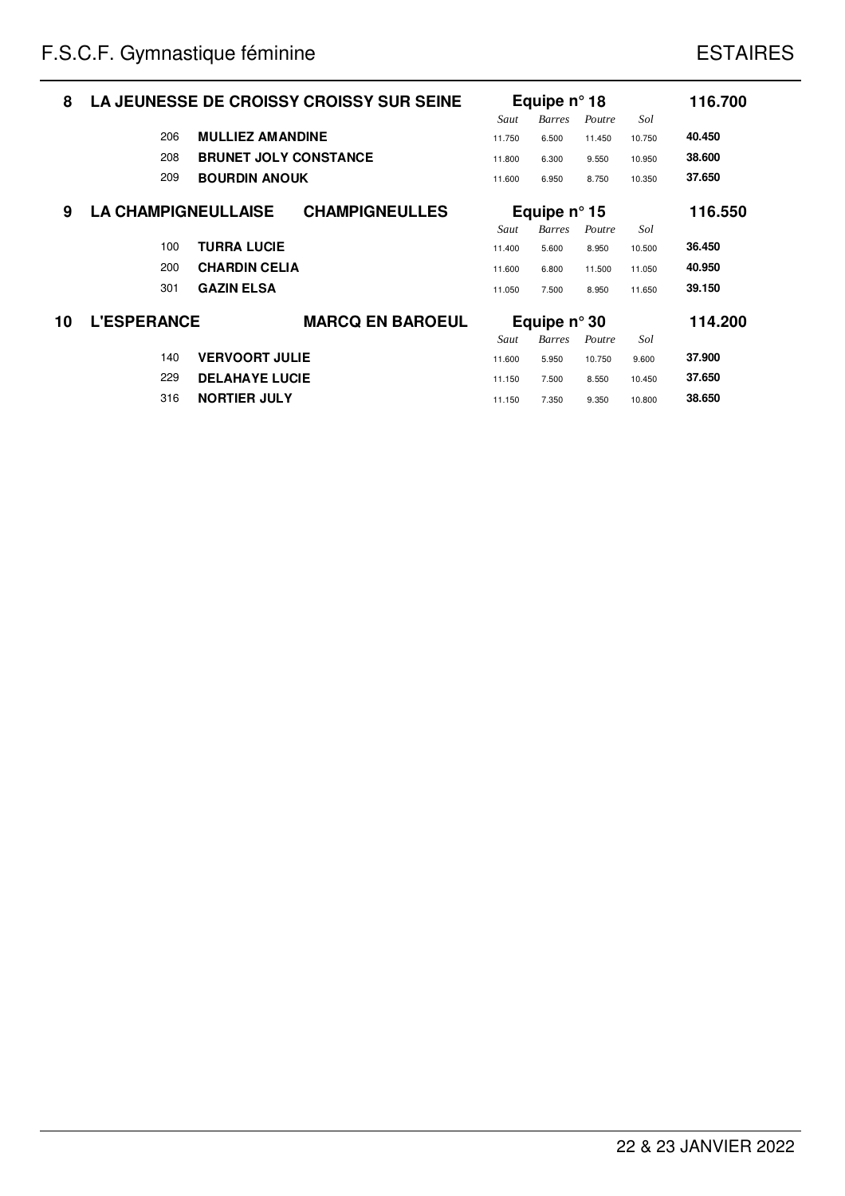| Rang | Club | Ville | Equipe | Saut | Barres | Poutre | Sol | Total |
|---|---|---|---|---|---|---|---|---|
| **8** | **LA JEUNESSE DE CROISSY** | **CROISSY SUR SEINE** | **Equipe n° 18** | | | | | **116.700** |
| 206 | **MULLIEZ AMANDINE** | | | 11.750 | 6.500 | 11.450 | 10.750 | **40.450** |
| 208 | **BRUNET JOLY CONSTANCE** | | | 11.800 | 6.300 | 9.550 | 10.950 | **38.600** |
| 209 | **BOURDIN ANOUK** | | | 11.600 | 6.950 | 8.750 | 10.350 | **37.650** |
| **9** | **LA CHAMPIGNEULLAISE** | **CHAMPIGNEULLES** | **Equipe n° 15** | | | | | **116.550** |
| 100 | **TURRA LUCIE** | | | 11.400 | 5.600 | 8.950 | 10.500 | **36.450** |
| 200 | **CHARDIN CELIA** | | | 11.600 | 6.800 | 11.500 | 11.050 | **40.950** |
| 301 | **GAZIN ELSA** | | | 11.050 | 7.500 | 8.950 | 11.650 | **39.150** |
| **10** | **L'ESPERANCE** | **MARCQ EN BAROEUL** | **Equipe n° 30** | | | | | **114.200** |
| 140 | **VERVOORT JULIE** | | | 11.600 | 5.950 | 10.750 | 9.600 | **37.900** |
| 229 | **DELAHAYE LUCIE** | | | 11.150 | 7.500 | 8.550 | 10.450 | **37.650** |
| 316 | **NORTIER JULY** | | | 11.150 | 7.350 | 9.350 | 10.800 | **38.650** |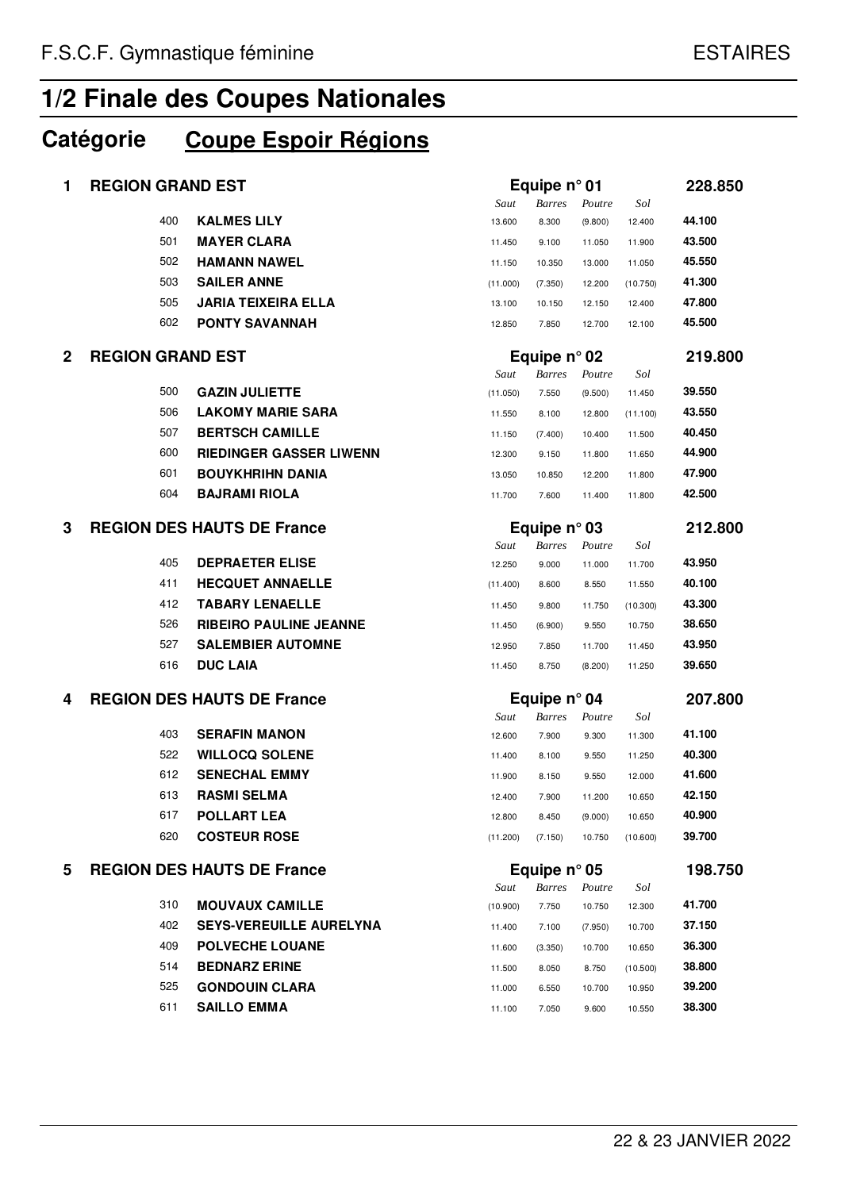F.S.C.F. Gymnastique féminine ESTAIRES

# 1/2 Finale des Coupes Nationales

## Catégorie Coupe Espoir Régions

| Rang | Équipe | N° | Nom | Saut | Barres | Poutre | Sol | Total |
|---|---|---|---|---|---|---|---|---|
| **1** | **REGION GRAND EST** | | **Equipe n° 01** | | | | | **228.850** |
| | | 400 | **KALMES LILY** | 13.600 | 8.300 | (9.800) | 12.400 | **44.100** |
| | | 501 | **MAYER CLARA** | 11.450 | 9.100 | 11.050 | 11.900 | **43.500** |
| | | 502 | **HAMANN NAWEL** | 11.150 | 10.350 | 13.000 | 11.050 | **45.550** |
| | | 503 | **SAILER ANNE** | (11.000) | (7.350) | 12.200 | (10.750) | **41.300** |
| | | 505 | **JARIA TEIXEIRA ELLA** | 13.100 | 10.150 | 12.150 | 12.400 | **47.800** |
| | | 602 | **PONTY SAVANNAH** | 12.850 | 7.850 | 12.700 | 12.100 | **45.500** |
| **2** | **REGION GRAND EST** | | **Equipe n° 02** | | | | | **219.800** |
| | | 500 | **GAZIN JULIETTE** | (11.050) | 7.550 | (9.500) | 11.450 | **39.550** |
| | | 506 | **LAKOMY MARIE SARA** | 11.550 | 8.100 | 12.800 | (11.100) | **43.550** |
| | | 507 | **BERTSCH CAMILLE** | 11.150 | (7.400) | 10.400 | 11.500 | **40.450** |
| | | 600 | **RIEDINGER GASSER LIWENN** | 12.300 | 9.150 | 11.800 | 11.650 | **44.900** |
| | | 601 | **BOUYKHRIHN DANIA** | 13.050 | 10.850 | 12.200 | 11.800 | **47.900** |
| | | 604 | **BAJRAMI RIOLA** | 11.700 | 7.600 | 11.400 | 11.800 | **42.500** |
| **3** | **REGION DES HAUTS DE France** | | **Equipe n° 03** | | | | | **212.800** |
| | | 405 | **DEPRAETER ELISE** | 12.250 | 9.000 | 11.000 | 11.700 | **43.950** |
| | | 411 | **HECQUET ANNAELLE** | (11.400) | 8.600 | 8.550 | 11.550 | **40.100** |
| | | 412 | **TABARY LENAELLE** | 11.450 | 9.800 | 11.750 | (10.300) | **43.300** |
| | | 526 | **RIBEIRO PAULINE JEANNE** | 11.450 | (6.900) | 9.550 | 10.750 | **38.650** |
| | | 527 | **SALEMBIER AUTOMNE** | 12.950 | 7.850 | 11.700 | 11.450 | **43.950** |
| | | 616 | **DUC LAIA** | 11.450 | 8.750 | (8.200) | 11.250 | **39.650** |
| **4** | **REGION DES HAUTS DE France** | | **Equipe n° 04** | | | | | **207.800** |
| | | 403 | **SERAFIN MANON** | 12.600 | 7.900 | 9.300 | 11.300 | **41.100** |
| | | 522 | **WILLOCQ SOLENE** | 11.400 | 8.100 | 9.550 | 11.250 | **40.300** |
| | | 612 | **SENECHAL EMMY** | 11.900 | 8.150 | 9.550 | 12.000 | **41.600** |
| | | 613 | **RASMI SELMA** | 12.400 | 7.900 | 11.200 | 10.650 | **42.150** |
| | | 617 | **POLLART LEA** | 12.800 | 8.450 | (9.000) | 10.650 | **40.900** |
| | | 620 | **COSTEUR ROSE** | (11.200) | (7.150) | 10.750 | (10.600) | **39.700** |
| **5** | **REGION DES HAUTS DE France** | | **Equipe n° 05** | | | | | **198.750** |
| | | 310 | **MOUVAUX CAMILLE** | (10.900) | 7.750 | 10.750 | 12.300 | **41.700** |
| | | 402 | **SEYS-VEREUILLE AURELYNA** | 11.400 | 7.100 | (7.950) | 10.700 | **37.150** |
| | | 409 | **POLVECHE LOUANE** | 11.600 | (3.350) | 10.700 | 10.650 | **36.300** |
| | | 514 | **BEDNARZ ERINE** | 11.500 | 8.050 | 8.750 | (10.500) | **38.800** |
| | | 525 | **GONDOUIN CLARA** | 11.000 | 6.550 | 10.700 | 10.950 | **39.200** |
| | | 611 | **SAILLO EMMA** | 11.100 | 7.050 | 9.600 | 10.550 | **38.300** |

22 & 23 JANVIER 2022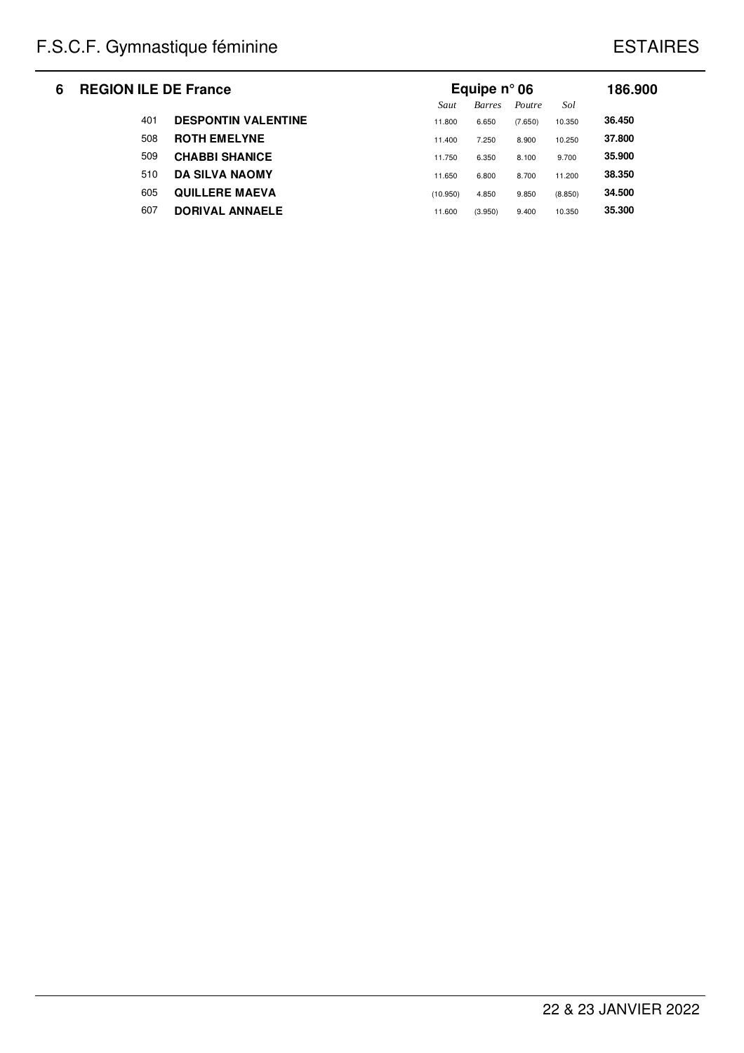| 6 | REGION ILE DE France | Equipe n° 06 | | | | 186.900 |
|---|---|---|---|---|---|---|
| | | *Saut* | *Barres* | *Poutre* | *Sol* | |
| 401 | **DESPONTIN VALENTINE** | 11.800 | 6.650 | (7.650) | 10.350 | **36.450** |
| 508 | **ROTH EMELYNE** | 11.400 | 7.250 | 8.900 | 10.250 | **37.800** |
| 509 | **CHABBI SHANICE** | 11.750 | 6.350 | 8.100 | 9.700 | **35.900** |
| 510 | **DA SILVA NAOMY** | 11.650 | 6.800 | 8.700 | 11.200 | **38.350** |
| 605 | **QUILLERE MAEVA** | (10.950) | 4.850 | 9.850 | (8.850) | **34.500** |
| 607 | **DORIVAL ANNAELE** | 11.600 | (3.950) | 9.400 | 10.350 | **35.300** |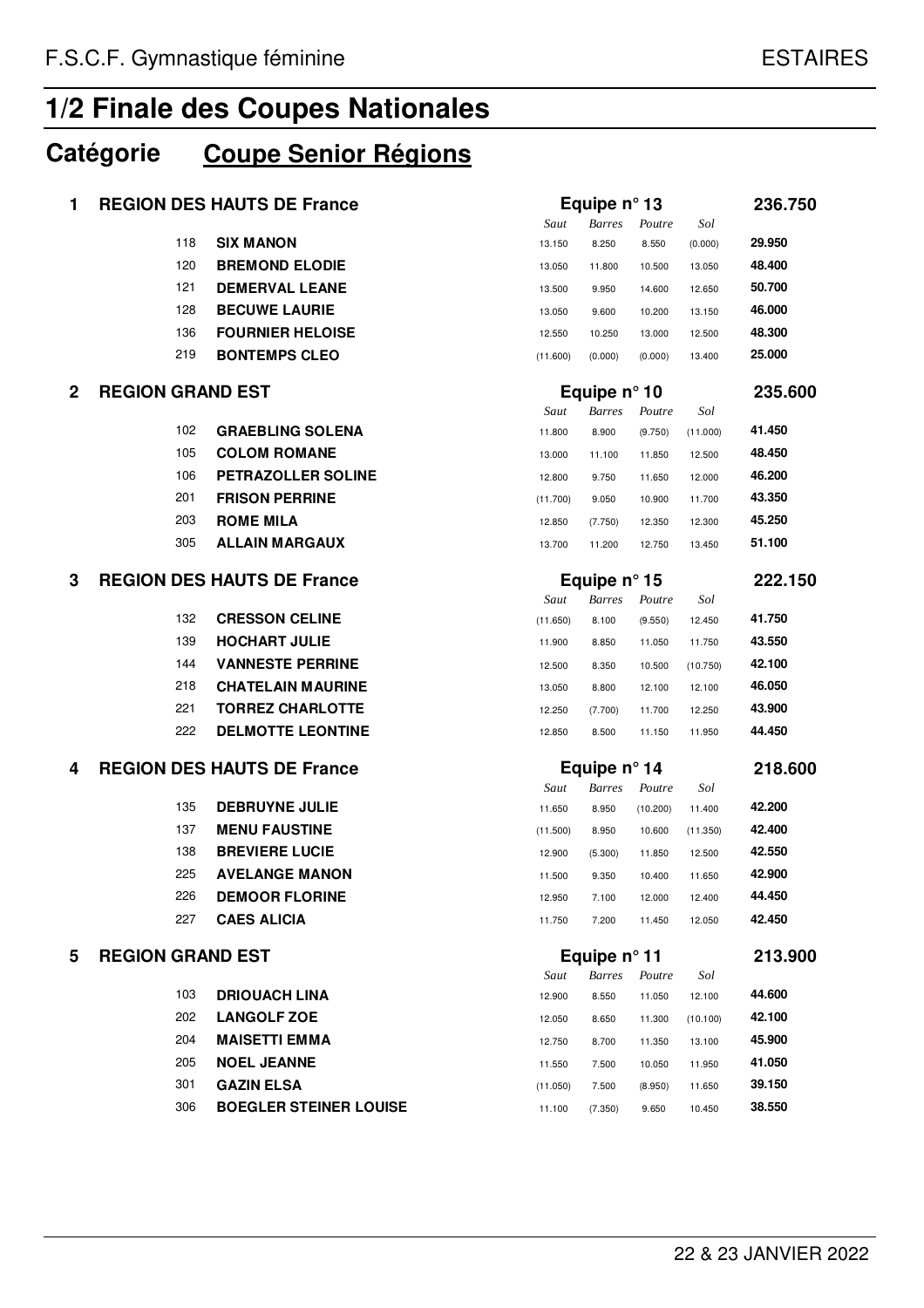F.S.C.F. Gymnastique féminine ESTAIRES

# 1/2 Finale des Coupes Nationales

## Catégorie **Coupe Senior Régions**

### 1 REGION DES HAUTS DE France — Equipe n° 13 — 236.750

| N° | Nom | Saut | Barres | Poutre | Sol | Total |
|---|---|---|---|---|---|---|
| 118 | **SIX MANON** | 13.150 | 8.250 | 8.550 | (0.000) | **29.950** |
| 120 | **BREMOND ELODIE** | 13.050 | 11.800 | 10.500 | 13.050 | **48.400** |
| 121 | **DEMERVAL LEANE** | 13.500 | 9.950 | 14.600 | 12.650 | **50.700** |
| 128 | **BECUWE LAURIE** | 13.050 | 9.600 | 10.200 | 13.150 | **46.000** |
| 136 | **FOURNIER HELOISE** | 12.550 | 10.250 | 13.000 | 12.500 | **48.300** |
| 219 | **BONTEMPS CLEO** | (11.600) | (0.000) | (0.000) | 13.400 | **25.000** |

### 2 REGION GRAND EST — Equipe n° 10 — 235.600

| N° | Nom | Saut | Barres | Poutre | Sol | Total |
|---|---|---|---|---|---|---|
| 102 | **GRAEBLING SOLENA** | 11.800 | 8.900 | (9.750) | (11.000) | **41.450** |
| 105 | **COLOM ROMANE** | 13.000 | 11.100 | 11.850 | 12.500 | **48.450** |
| 106 | **PETRAZOLLER SOLINE** | 12.800 | 9.750 | 11.650 | 12.000 | **46.200** |
| 201 | **FRISON PERRINE** | (11.700) | 9.050 | 10.900 | 11.700 | **43.350** |
| 203 | **ROME MILA** | 12.850 | (7.750) | 12.350 | 12.300 | **45.250** |
| 305 | **ALLAIN MARGAUX** | 13.700 | 11.200 | 12.750 | 13.450 | **51.100** |

### 3 REGION DES HAUTS DE France — Equipe n° 15 — 222.150

| N° | Nom | Saut | Barres | Poutre | Sol | Total |
|---|---|---|---|---|---|---|
| 132 | **CRESSON CELINE** | (11.650) | 8.100 | (9.550) | 12.450 | **41.750** |
| 139 | **HOCHART JULIE** | 11.900 | 8.850 | 11.050 | 11.750 | **43.550** |
| 144 | **VANNESTE PERRINE** | 12.500 | 8.350 | 10.500 | (10.750) | **42.100** |
| 218 | **CHATELAIN MAURINE** | 13.050 | 8.800 | 12.100 | 12.100 | **46.050** |
| 221 | **TORREZ CHARLOTTE** | 12.250 | (7.700) | 11.700 | 12.250 | **43.900** |
| 222 | **DELMOTTE LEONTINE** | 12.850 | 8.500 | 11.150 | 11.950 | **44.450** |

### 4 REGION DES HAUTS DE France — Equipe n° 14 — 218.600

| N° | Nom | Saut | Barres | Poutre | Sol | Total |
|---|---|---|---|---|---|---|
| 135 | **DEBRUYNE JULIE** | 11.650 | 8.950 | (10.200) | 11.400 | **42.200** |
| 137 | **MENU FAUSTINE** | (11.500) | 8.950 | 10.600 | (11.350) | **42.400** |
| 138 | **BREVIERE LUCIE** | 12.900 | (5.300) | 11.850 | 12.500 | **42.550** |
| 225 | **AVELANGE MANON** | 11.500 | 9.350 | 10.400 | 11.650 | **42.900** |
| 226 | **DEMOOR FLORINE** | 12.950 | 7.100 | 12.000 | 12.400 | **44.450** |
| 227 | **CAES ALICIA** | 11.750 | 7.200 | 11.450 | 12.050 | **42.450** |

### 5 REGION GRAND EST — Equipe n° 11 — 213.900

| N° | Nom | Saut | Barres | Poutre | Sol | Total |
|---|---|---|---|---|---|---|
| 103 | **DRIOUACH LINA** | 12.900 | 8.550 | 11.050 | 12.100 | **44.600** |
| 202 | **LANGOLF ZOE** | 12.050 | 8.650 | 11.300 | (10.100) | **42.100** |
| 204 | **MAISETTI EMMA** | 12.750 | 8.700 | 11.350 | 13.100 | **45.900** |
| 205 | **NOEL JEANNE** | 11.550 | 7.500 | 10.050 | 11.950 | **41.050** |
| 301 | **GAZIN ELSA** | (11.050) | 7.500 | (8.950) | 11.650 | **39.150** |
| 306 | **BOEGLER STEINER LOUISE** | 11.100 | (7.350) | 9.650 | 10.450 | **38.550** |

22 & 23 JANVIER 2022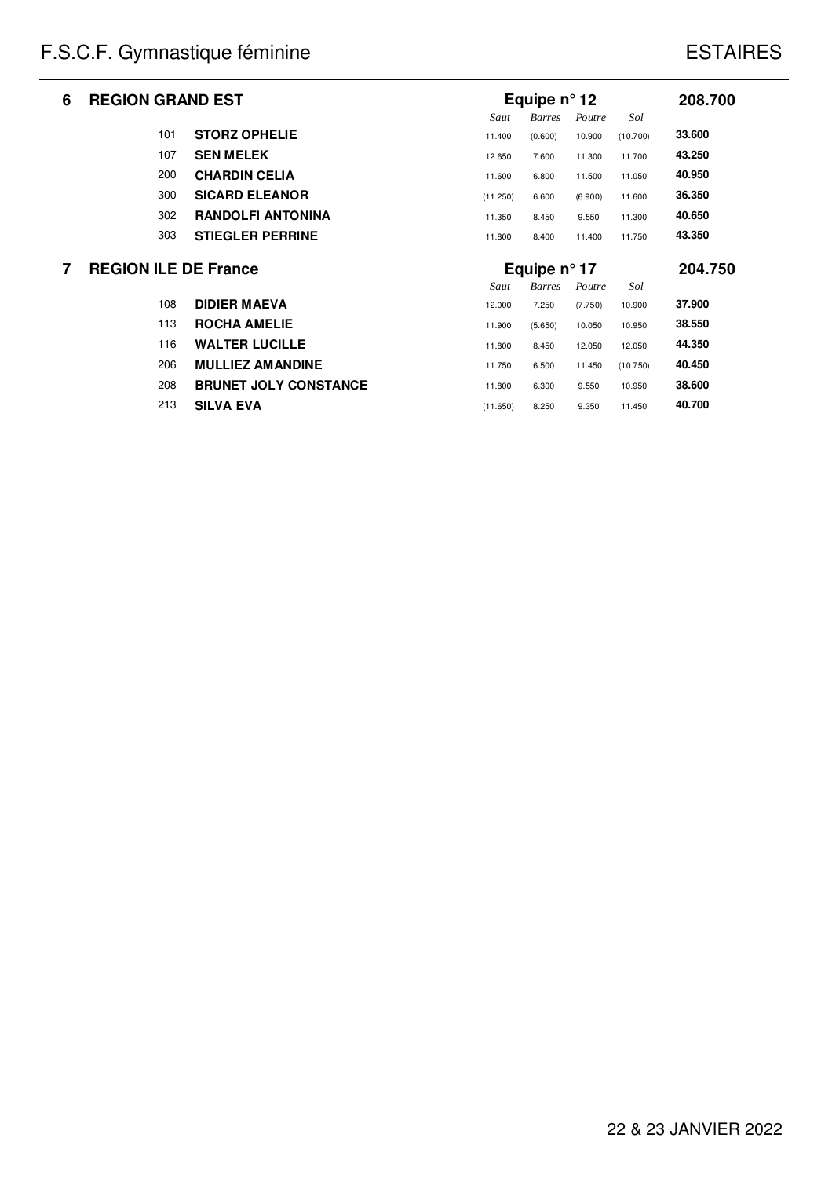| | | | | | | | |
|---|---|---|---|---|---|---|---|
| **6** | **REGION GRAND EST** | | **Equipe n° 12** | | | | **208.700** |
| | | | *Saut* | *Barres* | *Poutre* | *Sol* | |
| | 101 | **STORZ OPHELIE** | 11.400 | (0.600) | 10.900 | (10.700) | **33.600** |
| | 107 | **SEN MELEK** | 12.650 | 7.600 | 11.300 | 11.700 | **43.250** |
| | 200 | **CHARDIN CELIA** | 11.600 | 6.800 | 11.500 | 11.050 | **40.950** |
| | 300 | **SICARD ELEANOR** | (11.250) | 6.600 | (6.900) | 11.600 | **36.350** |
| | 302 | **RANDOLFI ANTONINA** | 11.350 | 8.450 | 9.550 | 11.300 | **40.650** |
| | 303 | **STIEGLER PERRINE** | 11.800 | 8.400 | 11.400 | 11.750 | **43.350** |
| **7** | **REGION ILE DE France** | | **Equipe n° 17** | | | | **204.750** |
| | | | *Saut* | *Barres* | *Poutre* | *Sol* | |
| | 108 | **DIDIER MAEVA** | 12.000 | 7.250 | (7.750) | 10.900 | **37.900** |
| | 113 | **ROCHA AMELIE** | 11.900 | (5.650) | 10.050 | 10.950 | **38.550** |
| | 116 | **WALTER LUCILLE** | 11.800 | 8.450 | 12.050 | 12.050 | **44.350** |
| | 206 | **MULLIEZ AMANDINE** | 11.750 | 6.500 | 11.450 | (10.750) | **40.450** |
| | 208 | **BRUNET JOLY CONSTANCE** | 11.800 | 6.300 | 9.550 | 10.950 | **38.600** |
| | 213 | **SILVA EVA** | (11.650) | 8.250 | 9.350 | 11.450 | **40.700** |